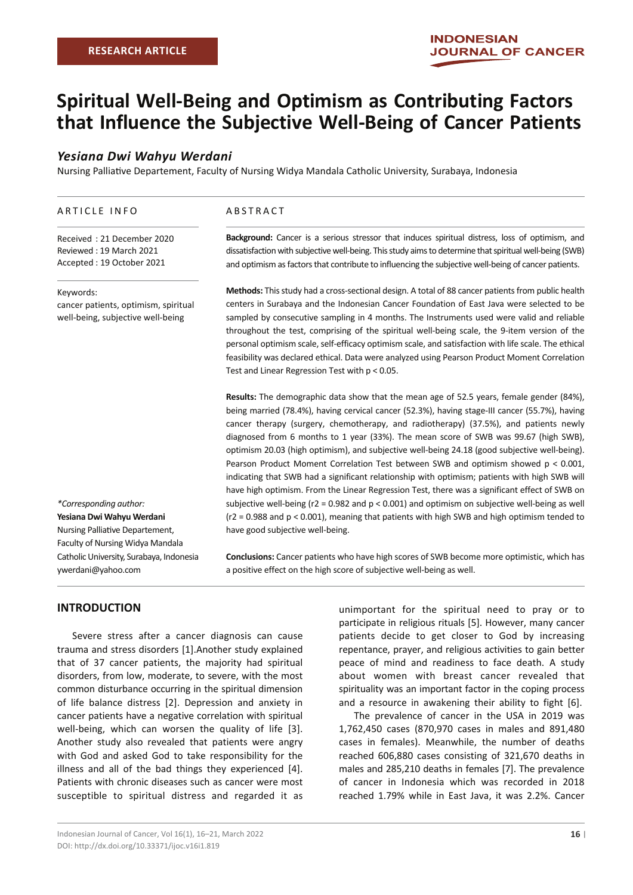RESEARCH ARTICLE

# Spiritual Well-Being and Optimism as Contributing Factors that Influence the Subjective Well-Being of Cancer Patients

***Yesiana Dwi Wahyu Werdani***

Nursing Palliative Departement, Faculty of Nursing Widya Mandala Catholic University, Surabaya, Indonesia

## ARTICLE INFO

Received : 21 December 2020
Reviewed : 19 March 2021
Accepted : 19 October 2021

Keywords:
cancer patients, optimism, spiritual well-being, subjective well-being

*\*Corresponding author:*
**Yesiana Dwi Wahyu Werdani**
Nursing Palliative Departement, Faculty of Nursing Widya Mandala Catholic University, Surabaya, Indonesia
ywerdani@yahoo.com

## ABSTRACT

**Background:** Cancer is a serious stressor that induces spiritual distress, loss of optimism, and dissatisfaction with subjective well-being. This study aims to determine that spiritual well-being (SWB) and optimism as factors that contribute to influencing the subjective well-being of cancer patients.

**Methods:** This study had a cross-sectional design. A total of 88 cancer patients from public health centers in Surabaya and the Indonesian Cancer Foundation of East Java were selected to be sampled by consecutive sampling in 4 months. The Instruments used were valid and reliable throughout the test, comprising of the spiritual well-being scale, the 9-item version of the personal optimism scale, self-efficacy optimism scale, and satisfaction with life scale. The ethical feasibility was declared ethical. Data were analyzed using Pearson Product Moment Correlation Test and Linear Regression Test with $p < 0.05$.

**Results:** The demographic data show that the mean age of 52.5 years, female gender (84%), being married (78.4%), having cervical cancer (52.3%), having stage-III cancer (55.7%), having cancer therapy (surgery, chemotherapy, and radiotherapy) (37.5%), and patients newly diagnosed from 6 months to 1 year (33%). The mean score of SWB was 99.67 (high SWB), optimism 20.03 (high optimism), and subjective well-being 24.18 (good subjective well-being). Pearson Product Moment Correlation Test between SWB and optimism showed $p < 0.001$, indicating that SWB had a significant relationship with optimism; patients with high SWB will have high optimism. From the Linear Regression Test, there was a significant effect of SWB on subjective well-being ($r2 = 0.982$ and $p < 0.001$) and optimism on subjective well-being as well ($r2 = 0.988$ and $p < 0.001$), meaning that patients with high SWB and high optimism tended to have good subjective well-being.

**Conclusions:** Cancer patients who have high scores of SWB become more optimistic, which has a positive effect on the high score of subjective well-being as well.

## INTRODUCTION

Severe stress after a cancer diagnosis can cause trauma and stress disorders [1].Another study explained that of 37 cancer patients, the majority had spiritual disorders, from low, moderate, to severe, with the most common disturbance occurring in the spiritual dimension of life balance distress [2]. Depression and anxiety in cancer patients have a negative correlation with spiritual well-being, which can worsen the quality of life [3]. Another study also revealed that patients were angry with God and asked God to take responsibility for the illness and all of the bad things they experienced [4]. Patients with chronic diseases such as cancer were most susceptible to spiritual distress and regarded it as unimportant for the spiritual need to pray or to participate in religious rituals [5]. However, many cancer patients decide to get closer to God by increasing repentance, prayer, and religious activities to gain better peace of mind and readiness to face death. A study about women with breast cancer revealed that spirituality was an important factor in the coping process and a resource in awakening their ability to fight [6].

The prevalence of cancer in the USA in 2019 was 1,762,450 cases (870,970 cases in males and 891,480 cases in females). Meanwhile, the number of deaths reached 606,880 cases consisting of 321,670 deaths in males and 285,210 deaths in females [7]. The prevalence of cancer in Indonesia which was recorded in 2018 reached 1.79% while in East Java, it was 2.2%. Cancer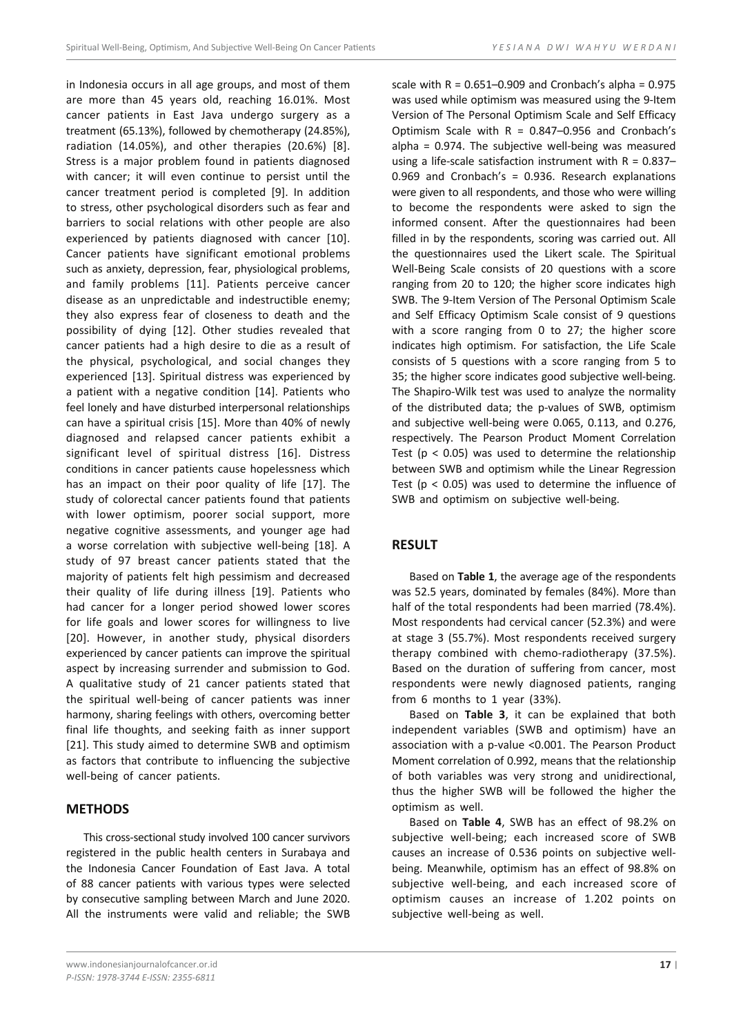in Indonesia occurs in all age groups, and most of them are more than 45 years old, reaching 16.01%. Most cancer patients in East Java undergo surgery as a treatment (65.13%), followed by chemotherapy (24.85%), radiation (14.05%), and other therapies (20.6%) [8]. Stress is a major problem found in patients diagnosed with cancer; it will even continue to persist until the cancer treatment period is completed [9]. In addition to stress, other psychological disorders such as fear and barriers to social relations with other people are also experienced by patients diagnosed with cancer [10]. Cancer patients have significant emotional problems such as anxiety, depression, fear, physiological problems, and family problems [11]. Patients perceive cancer disease as an unpredictable and indestructible enemy; they also express fear of closeness to death and the possibility of dying [12]. Other studies revealed that cancer patients had a high desire to die as a result of the physical, psychological, and social changes they experienced [13]. Spiritual distress was experienced by a patient with a negative condition [14]. Patients who feel lonely and have disturbed interpersonal relationships can have a spiritual crisis [15]. More than 40% of newly diagnosed and relapsed cancer patients exhibit a significant level of spiritual distress [16]. Distress conditions in cancer patients cause hopelessness which has an impact on their poor quality of life [17]. The study of colorectal cancer patients found that patients with lower optimism, poorer social support, more negative cognitive assessments, and younger age had a worse correlation with subjective well-being [18]. A study of 97 breast cancer patients stated that the majority of patients felt high pessimism and decreased their quality of life during illness [19]. Patients who had cancer for a longer period showed lower scores for life goals and lower scores for willingness to live [20]. However, in another study, physical disorders experienced by cancer patients can improve the spiritual aspect by increasing surrender and submission to God. A qualitative study of 21 cancer patients stated that the spiritual well-being of cancer patients was inner harmony, sharing feelings with others, overcoming better final life thoughts, and seeking faith as inner support [21]. This study aimed to determine SWB and optimism as factors that contribute to influencing the subjective well-being of cancer patients.

## METHODS

This cross-sectional study involved 100 cancer survivors registered in the public health centers in Surabaya and the Indonesia Cancer Foundation of East Java. A total of 88 cancer patients with various types were selected by consecutive sampling between March and June 2020. All the instruments were valid and reliable; the SWB scale with R = 0.651–0.909 and Cronbach's alpha = 0.975 was used while optimism was measured using the 9-Item Version of The Personal Optimism Scale and Self Efficacy Optimism Scale with R = 0.847–0.956 and Cronbach's alpha = 0.974. The subjective well-being was measured using a life-scale satisfaction instrument with R = 0.837–0.969 and Cronbach's = 0.936. Research explanations were given to all respondents, and those who were willing to become the respondents were asked to sign the informed consent. After the questionnaires had been filled in by the respondents, scoring was carried out. All the questionnaires used the Likert scale. The Spiritual Well-Being Scale consists of 20 questions with a score ranging from 20 to 120; the higher score indicates high SWB. The 9-Item Version of The Personal Optimism Scale and Self Efficacy Optimism Scale consist of 9 questions with a score ranging from 0 to 27; the higher score indicates high optimism. For satisfaction, the Life Scale consists of 5 questions with a score ranging from 5 to 35; the higher score indicates good subjective well-being. The Shapiro-Wilk test was used to analyze the normality of the distributed data; the p-values of SWB, optimism and subjective well-being were 0.065, 0.113, and 0.276, respectively. The Pearson Product Moment Correlation Test ($p < 0.05$) was used to determine the relationship between SWB and optimism while the Linear Regression Test ($p < 0.05$) was used to determine the influence of SWB and optimism on subjective well-being.

## RESULT

Based on **Table 1**, the average age of the respondents was 52.5 years, dominated by females (84%). More than half of the total respondents had been married (78.4%). Most respondents had cervical cancer (52.3%) and were at stage 3 (55.7%). Most respondents received surgery therapy combined with chemo-radiotherapy (37.5%). Based on the duration of suffering from cancer, most respondents were newly diagnosed patients, ranging from 6 months to 1 year (33%).

Based on **Table 3**, it can be explained that both independent variables (SWB and optimism) have an association with a p-value <0.001. The Pearson Product Moment correlation of 0.992, means that the relationship of both variables was very strong and unidirectional, thus the higher SWB will be followed the higher the optimism as well.

Based on **Table 4**, SWB has an effect of 98.2% on subjective well-being; each increased score of SWB causes an increase of 0.536 points on subjective well-being. Meanwhile, optimism has an effect of 98.8% on subjective well-being, and each increased score of optimism causes an increase of 1.202 points on subjective well-being as well.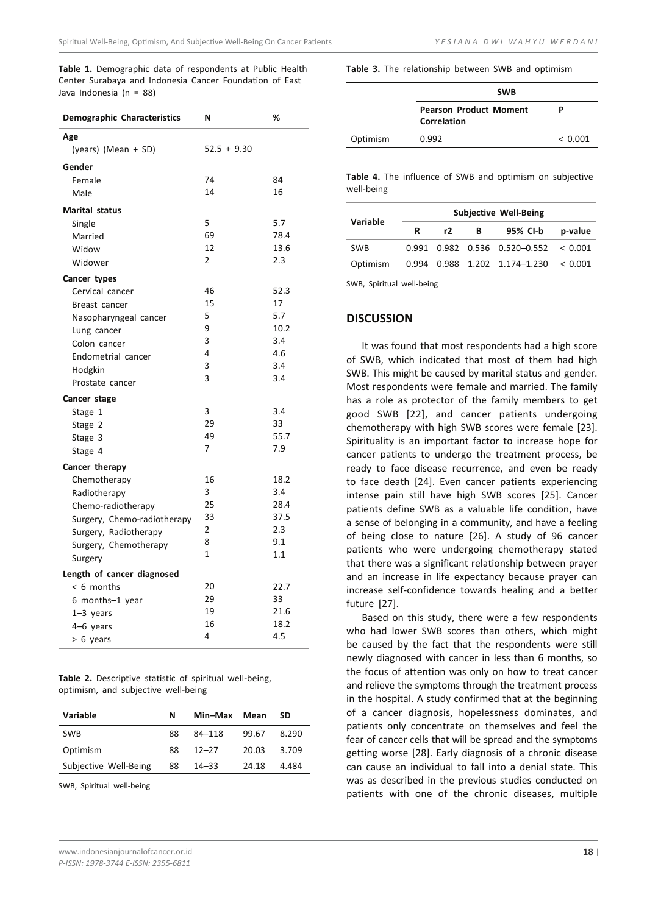**Table 1.** Demographic data of respondents at Public Health Center Surabaya and Indonesia Cancer Foundation of East Java Indonesia (n = 88)

| Demographic Characteristics | N | % |
|---|---|---|
| **Age** | | |
| (years) (Mean + SD) | 52.5 + 9.30 | |
| **Gender** | | |
| Female | 74 | 84 |
| Male | 14 | 16 |
| **Marital status** | | |
| Single | 5 | 5.7 |
| Married | 69 | 78.4 |
| Widow | 12 | 13.6 |
| Widower | 2 | 2.3 |
| **Cancer types** | | |
| Cervical cancer | 46 | 52.3 |
| Breast cancer | 15 | 17 |
| Nasopharyngeal cancer | 5 | 5.7 |
| Lung cancer | 9 | 10.2 |
| Colon cancer | 3 | 3.4 |
| Endometrial cancer | 4 | 4.6 |
| Hodgkin | 3 | 3.4 |
| Prostate cancer | 3 | 3.4 |
| **Cancer stage** | | |
| Stage 1 | 3 | 3.4 |
| Stage 2 | 29 | 33 |
| Stage 3 | 49 | 55.7 |
| Stage 4 | 7 | 7.9 |
| **Cancer therapy** | | |
| Chemotherapy | 16 | 18.2 |
| Radiotherapy | 3 | 3.4 |
| Chemo-radiotherapy | 25 | 28.4 |
| Surgery, Chemo-radiotherapy | 33 | 37.5 |
| Surgery, Radiotherapy | 2 | 2.3 |
| Surgery, Chemotherapy | 8 | 9.1 |
| Surgery | 1 | 1.1 |
| **Length of cancer diagnosed** | | |
| < 6 months | 20 | 22.7 |
| 6 months–1 year | 29 | 33 |
| 1–3 years | 19 | 21.6 |
| 4–6 years | 16 | 18.2 |
| > 6 years | 4 | 4.5 |

**Table 2.** Descriptive statistic of spiritual well-being, optimism, and subjective well-being

| Variable | N | Min–Max | Mean | SD |
|---|---|---|---|---|
| SWB | 88 | 84–118 | 99.67 | 8.290 |
| Optimism | 88 | 12–27 | 20.03 | 3.709 |
| Subjective Well-Being | 88 | 14–33 | 24.18 | 4.484 |

SWB, Spiritual well-being

**Table 3.** The relationship between SWB and optimism

| | SWB | |
|---|---|---|
| | Pearson Product Moment Correlation | P |
| Optimism | 0.992 | < 0.001 |

**Table 4.** The influence of SWB and optimism on subjective well-being

| Variable | Subjective Well-Being | | | | |
|---|---|---|---|---|---|
| | R | r2 | B | 95% CI-b | p-value |
| SWB | 0.991 | 0.982 | 0.536 | 0.520–0.552 | < 0.001 |
| Optimism | 0.994 | 0.988 | 1.202 | 1.174–1.230 | < 0.001 |

SWB, Spiritual well-being

## DISCUSSION

It was found that most respondents had a high score of SWB, which indicated that most of them had high SWB. This might be caused by marital status and gender. Most respondents were female and married. The family has a role as protector of the family members to get good SWB [22], and cancer patients undergoing chemotherapy with high SWB scores were female [23]. Spirituality is an important factor to increase hope for cancer patients to undergo the treatment process, be ready to face disease recurrence, and even be ready to face death [24]. Even cancer patients experiencing intense pain still have high SWB scores [25]. Cancer patients define SWB as a valuable life condition, have a sense of belonging in a community, and have a feeling of being close to nature [26]. A study of 96 cancer patients who were undergoing chemotherapy stated that there was a significant relationship between prayer and an increase in life expectancy because prayer can increase self-confidence towards healing and a better future [27].

Based on this study, there were a few respondents who had lower SWB scores than others, which might be caused by the fact that the respondents were still newly diagnosed with cancer in less than 6 months, so the focus of attention was only on how to treat cancer and relieve the symptoms through the treatment process in the hospital. A study confirmed that at the beginning of a cancer diagnosis, hopelessness dominates, and patients only concentrate on themselves and feel the fear of cancer cells that will be spread and the symptoms getting worse [28]. Early diagnosis of a chronic disease can cause an individual to fall into a denial state. This was as described in the previous studies conducted on patients with one of the chronic diseases, multiple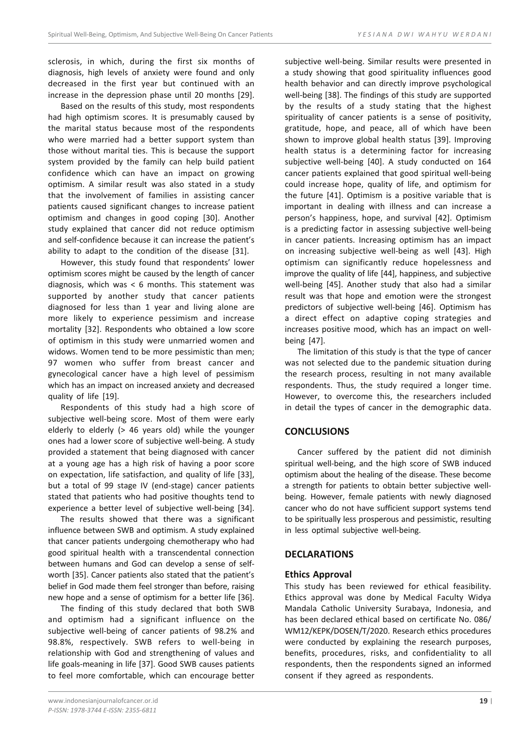sclerosis, in which, during the first six months of diagnosis, high levels of anxiety were found and only decreased in the first year but continued with an increase in the depression phase until 20 months [29].

Based on the results of this study, most respondents had high optimism scores. It is presumably caused by the marital status because most of the respondents who were married had a better support system than those without marital ties. This is because the support system provided by the family can help build patient confidence which can have an impact on growing optimism. A similar result was also stated in a study that the involvement of families in assisting cancer patients caused significant changes to increase patient optimism and changes in good coping [30]. Another study explained that cancer did not reduce optimism and self-confidence because it can increase the patient's ability to adapt to the condition of the disease [31].

However, this study found that respondents' lower optimism scores might be caused by the length of cancer diagnosis, which was < 6 months. This statement was supported by another study that cancer patients diagnosed for less than 1 year and living alone are more likely to experience pessimism and increase mortality [32]. Respondents who obtained a low score of optimism in this study were unmarried women and widows. Women tend to be more pessimistic than men; 97 women who suffer from breast cancer and gynecological cancer have a high level of pessimism which has an impact on increased anxiety and decreased quality of life [19].

Respondents of this study had a high score of subjective well-being score. Most of them were early elderly to elderly (> 46 years old) while the younger ones had a lower score of subjective well-being. A study provided a statement that being diagnosed with cancer at a young age has a high risk of having a poor score on expectation, life satisfaction, and quality of life [33], but a total of 99 stage IV (end-stage) cancer patients stated that patients who had positive thoughts tend to experience a better level of subjective well-being [34].

The results showed that there was a significant influence between SWB and optimism. A study explained that cancer patients undergoing chemotherapy who had good spiritual health with a transcendental connection between humans and God can develop a sense of self-worth [35]. Cancer patients also stated that the patient's belief in God made them feel stronger than before, raising new hope and a sense of optimism for a better life [36].

The finding of this study declared that both SWB and optimism had a significant influence on the subjective well-being of cancer patients of 98.2% and 98.8%, respectively. SWB refers to well-being in relationship with God and strengthening of values and life goals-meaning in life [37]. Good SWB causes patients to feel more comfortable, which can encourage better subjective well-being. Similar results were presented in a study showing that good spirituality influences good health behavior and can directly improve psychological well-being [38]. The findings of this study are supported by the results of a study stating that the highest spirituality of cancer patients is a sense of positivity, gratitude, hope, and peace, all of which have been shown to improve global health status [39]. Improving health status is a determining factor for increasing subjective well-being [40]. A study conducted on 164 cancer patients explained that good spiritual well-being could increase hope, quality of life, and optimism for the future [41]. Optimism is a positive variable that is important in dealing with illness and can increase a person's happiness, hope, and survival [42]. Optimism is a predicting factor in assessing subjective well-being in cancer patients. Increasing optimism has an impact on increasing subjective well-being as well [43]. High optimism can significantly reduce hopelessness and improve the quality of life [44], happiness, and subjective well-being [45]. Another study that also had a similar result was that hope and emotion were the strongest predictors of subjective well-being [46]. Optimism has a direct effect on adaptive coping strategies and increases positive mood, which has an impact on well-being [47].

The limitation of this study is that the type of cancer was not selected due to the pandemic situation during the research process, resulting in not many available respondents. Thus, the study required a longer time. However, to overcome this, the researchers included in detail the types of cancer in the demographic data.

## CONCLUSIONS

Cancer suffered by the patient did not diminish spiritual well-being, and the high score of SWB induced optimism about the healing of the disease. These become a strength for patients to obtain better subjective well-being. However, female patients with newly diagnosed cancer who do not have sufficient support systems tend to be spiritually less prosperous and pessimistic, resulting in less optimal subjective well-being.

## DECLARATIONS

### Ethics Approval

This study has been reviewed for ethical feasibility. Ethics approval was done by Medical Faculty Widya Mandala Catholic University Surabaya, Indonesia, and has been declared ethical based on certificate No. 086/ WM12/KEPK/DOSEN/T/2020. Research ethics procedures were conducted by explaining the research purposes, benefits, procedures, risks, and confidentiality to all respondents, then the respondents signed an informed consent if they agreed as respondents.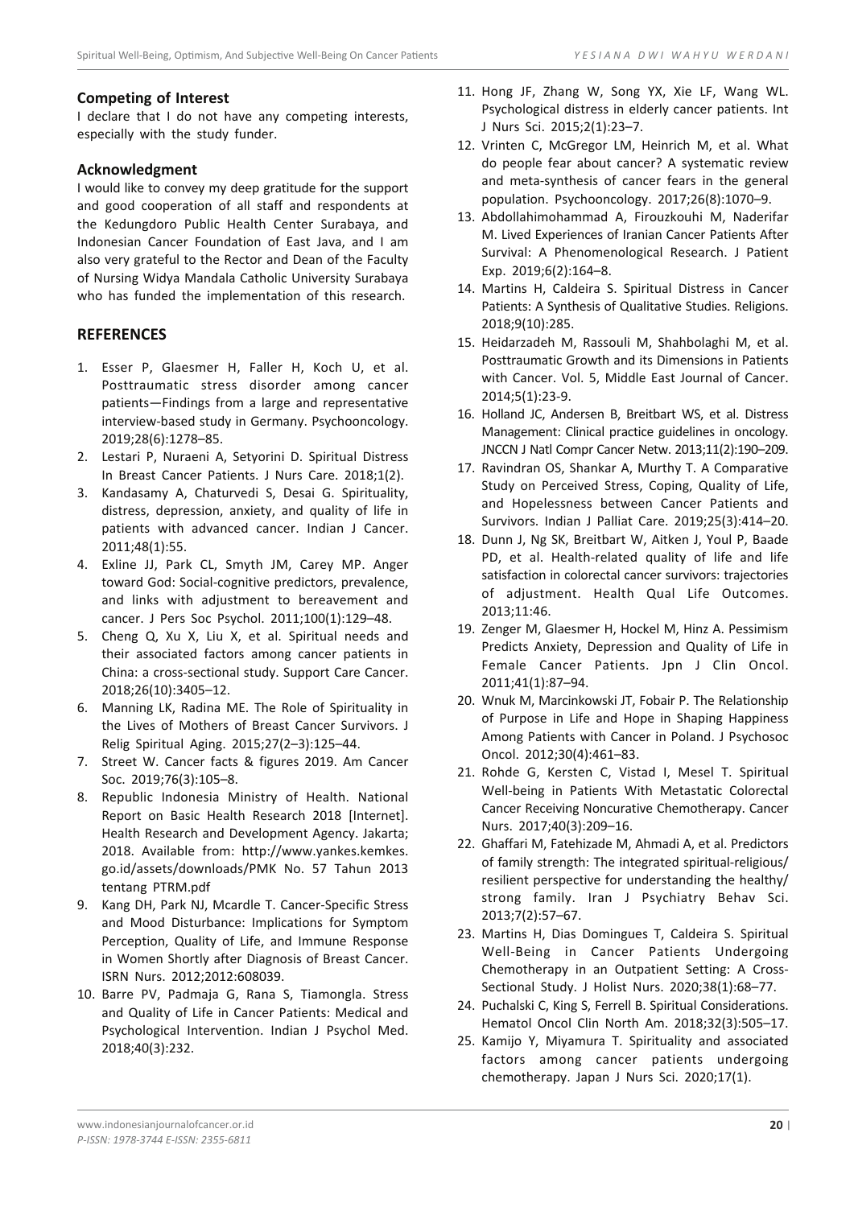## Competing of Interest

I declare that I do not have any competing interests, especially with the study funder.

## Acknowledgment

I would like to convey my deep gratitude for the support and good cooperation of all staff and respondents at the Kedungdoro Public Health Center Surabaya, and Indonesian Cancer Foundation of East Java, and I am also very grateful to the Rector and Dean of the Faculty of Nursing Widya Mandala Catholic University Surabaya who has funded the implementation of this research.

## REFERENCES

1. Esser P, Glaesmer H, Faller H, Koch U, et al. Posttraumatic stress disorder among cancer patients—Findings from a large and representative interview-based study in Germany. Psychooncology. 2019;28(6):1278–85.
2. Lestari P, Nuraeni A, Setyorini D. Spiritual Distress In Breast Cancer Patients. J Nurs Care. 2018;1(2).
3. Kandasamy A, Chaturvedi S, Desai G. Spirituality, distress, depression, anxiety, and quality of life in patients with advanced cancer. Indian J Cancer. 2011;48(1):55.
4. Exline JJ, Park CL, Smyth JM, Carey MP. Anger toward God: Social-cognitive predictors, prevalence, and links with adjustment to bereavement and cancer. J Pers Soc Psychol. 2011;100(1):129–48.
5. Cheng Q, Xu X, Liu X, et al. Spiritual needs and their associated factors among cancer patients in China: a cross-sectional study. Support Care Cancer. 2018;26(10):3405–12.
6. Manning LK, Radina ME. The Role of Spirituality in the Lives of Mothers of Breast Cancer Survivors. J Relig Spiritual Aging. 2015;27(2–3):125–44.
7. Street W. Cancer facts & figures 2019. Am Cancer Soc. 2019;76(3):105–8.
8. Republic Indonesia Ministry of Health. National Report on Basic Health Research 2018 [Internet]. Health Research and Development Agency. Jakarta; 2018. Available from: http://www.yankes.kemkes.go.id/assets/downloads/PMK No. 57 Tahun 2013 tentang PTRM.pdf
9. Kang DH, Park NJ, Mcardle T. Cancer-Specific Stress and Mood Disturbance: Implications for Symptom Perception, Quality of Life, and Immune Response in Women Shortly after Diagnosis of Breast Cancer. ISRN Nurs. 2012;2012:608039.
10. Barre PV, Padmaja G, Rana S, Tiamongla. Stress and Quality of Life in Cancer Patients: Medical and Psychological Intervention. Indian J Psychol Med. 2018;40(3):232.
11. Hong JF, Zhang W, Song YX, Xie LF, Wang WL. Psychological distress in elderly cancer patients. Int J Nurs Sci. 2015;2(1):23–7.
12. Vrinten C, McGregor LM, Heinrich M, et al. What do people fear about cancer? A systematic review and meta-synthesis of cancer fears in the general population. Psychooncology. 2017;26(8):1070–9.
13. Abdollahimohammad A, Firouzkouhi M, Naderifar M. Lived Experiences of Iranian Cancer Patients After Survival: A Phenomenological Research. J Patient Exp. 2019;6(2):164–8.
14. Martins H, Caldeira S. Spiritual Distress in Cancer Patients: A Synthesis of Qualitative Studies. Religions. 2018;9(10):285.
15. Heidarzadeh M, Rassouli M, Shahbolaghi M, et al. Posttraumatic Growth and its Dimensions in Patients with Cancer. Vol. 5, Middle East Journal of Cancer. 2014;5(1):23-9.
16. Holland JC, Andersen B, Breitbart WS, et al. Distress Management: Clinical practice guidelines in oncology. JNCCN J Natl Compr Cancer Netw. 2013;11(2):190–209.
17. Ravindran OS, Shankar A, Murthy T. A Comparative Study on Perceived Stress, Coping, Quality of Life, and Hopelessness between Cancer Patients and Survivors. Indian J Palliat Care. 2019;25(3):414–20.
18. Dunn J, Ng SK, Breitbart W, Aitken J, Youl P, Baade PD, et al. Health-related quality of life and life satisfaction in colorectal cancer survivors: trajectories of adjustment. Health Qual Life Outcomes. 2013;11:46.
19. Zenger M, Glaesmer H, Hockel M, Hinz A. Pessimism Predicts Anxiety, Depression and Quality of Life in Female Cancer Patients. Jpn J Clin Oncol. 2011;41(1):87–94.
20. Wnuk M, Marcinkowski JT, Fobair P. The Relationship of Purpose in Life and Hope in Shaping Happiness Among Patients with Cancer in Poland. J Psychosoc Oncol. 2012;30(4):461–83.
21. Rohde G, Kersten C, Vistad I, Mesel T. Spiritual Well-being in Patients With Metastatic Colorectal Cancer Receiving Noncurative Chemotherapy. Cancer Nurs. 2017;40(3):209–16.
22. Ghaffari M, Fatehizade M, Ahmadi A, et al. Predictors of family strength: The integrated spiritual-religious/resilient perspective for understanding the healthy/strong family. Iran J Psychiatry Behav Sci. 2013;7(2):57–67.
23. Martins H, Dias Domingues T, Caldeira S. Spiritual Well-Being in Cancer Patients Undergoing Chemotherapy in an Outpatient Setting: A Cross-Sectional Study. J Holist Nurs. 2020;38(1):68–77.
24. Puchalski C, King S, Ferrell B. Spiritual Considerations. Hematol Oncol Clin North Am. 2018;32(3):505–17.
25. Kamijo Y, Miyamura T. Spirituality and associated factors among cancer patients undergoing chemotherapy. Japan J Nurs Sci. 2020;17(1).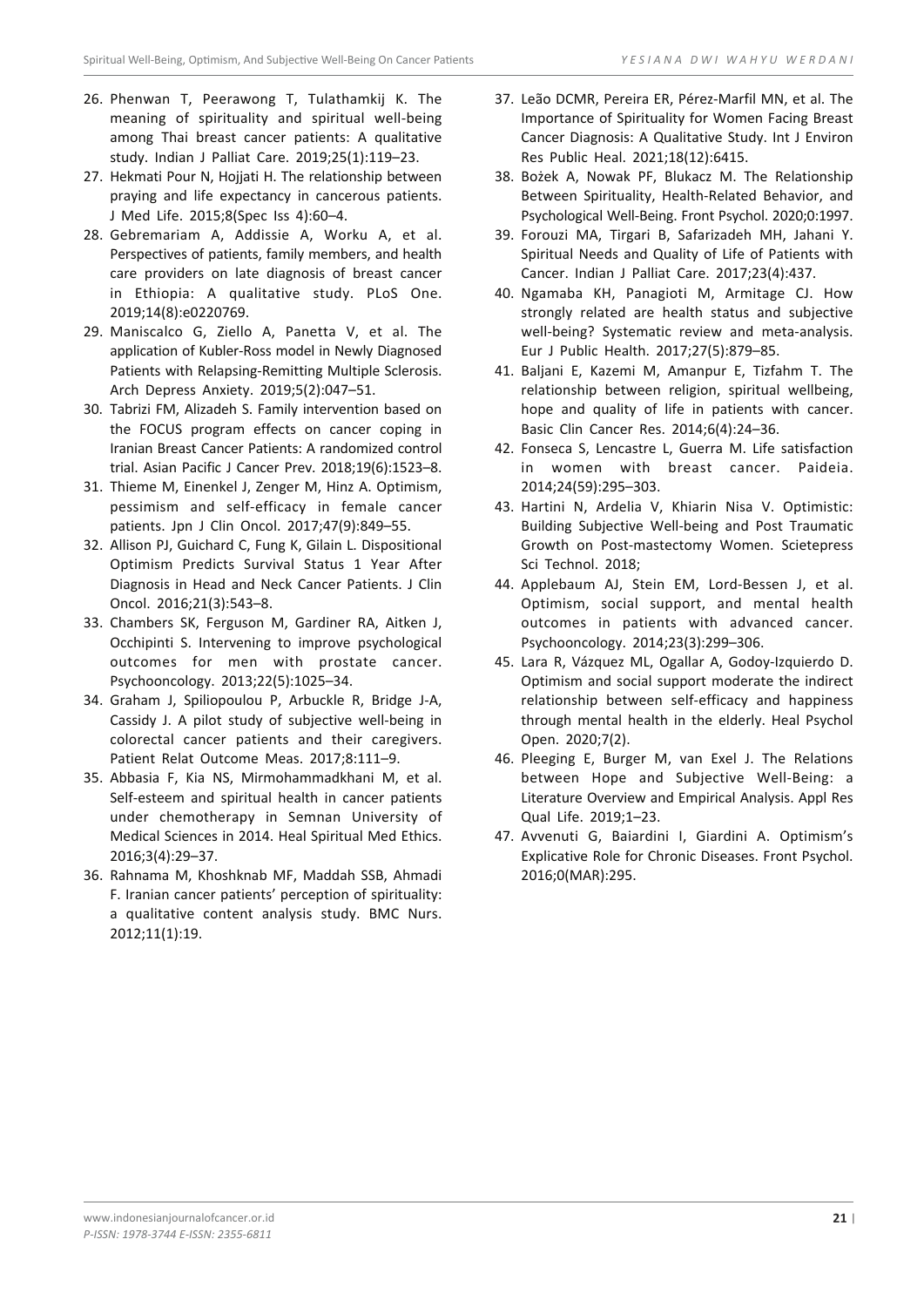26. Phenwan T, Peerawong T, Tulathamkij K. The meaning of spirituality and spiritual well-being among Thai breast cancer patients: A qualitative study. Indian J Palliat Care. 2019;25(1):119–23.
27. Hekmati Pour N, Hojjati H. The relationship between praying and life expectancy in cancerous patients. J Med Life. 2015;8(Spec Iss 4):60–4.
28. Gebremariam A, Addissie A, Worku A, et al. Perspectives of patients, family members, and health care providers on late diagnosis of breast cancer in Ethiopia: A qualitative study. PLoS One. 2019;14(8):e0220769.
29. Maniscalco G, Ziello A, Panetta V, et al. The application of Kubler-Ross model in Newly Diagnosed Patients with Relapsing-Remitting Multiple Sclerosis. Arch Depress Anxiety. 2019;5(2):047–51.
30. Tabrizi FM, Alizadeh S. Family intervention based on the FOCUS program effects on cancer coping in Iranian Breast Cancer Patients: A randomized control trial. Asian Pacific J Cancer Prev. 2018;19(6):1523–8.
31. Thieme M, Einenkel J, Zenger M, Hinz A. Optimism, pessimism and self-efficacy in female cancer patients. Jpn J Clin Oncol. 2017;47(9):849–55.
32. Allison PJ, Guichard C, Fung K, Gilain L. Dispositional Optimism Predicts Survival Status 1 Year After Diagnosis in Head and Neck Cancer Patients. J Clin Oncol. 2016;21(3):543–8.
33. Chambers SK, Ferguson M, Gardiner RA, Aitken J, Occhipinti S. Intervening to improve psychological outcomes for men with prostate cancer. Psychooncology. 2013;22(5):1025–34.
34. Graham J, Spiliopoulou P, Arbuckle R, Bridge J-A, Cassidy J. A pilot study of subjective well-being in colorectal cancer patients and their caregivers. Patient Relat Outcome Meas. 2017;8:111–9.
35. Abbasia F, Kia NS, Mirmohammadkhani M, et al. Self-esteem and spiritual health in cancer patients under chemotherapy in Semnan University of Medical Sciences in 2014. Heal Spiritual Med Ethics. 2016;3(4):29–37.
36. Rahnama M, Khoshknab MF, Maddah SSB, Ahmadi F. Iranian cancer patients' perception of spirituality: a qualitative content analysis study. BMC Nurs. 2012;11(1):19.
37. Leão DCMR, Pereira ER, Pérez-Marfil MN, et al. The Importance of Spirituality for Women Facing Breast Cancer Diagnosis: A Qualitative Study. Int J Environ Res Public Heal. 2021;18(12):6415.
38. Bożek A, Nowak PF, Blukacz M. The Relationship Between Spirituality, Health-Related Behavior, and Psychological Well-Being. Front Psychol. 2020;0:1997.
39. Forouzi MA, Tirgari B, Safarizadeh MH, Jahani Y. Spiritual Needs and Quality of Life of Patients with Cancer. Indian J Palliat Care. 2017;23(4):437.
40. Ngamaba KH, Panagioti M, Armitage CJ. How strongly related are health status and subjective well-being? Systematic review and meta-analysis. Eur J Public Health. 2017;27(5):879–85.
41. Baljani E, Kazemi M, Amanpur E, Tizfahm T. The relationship between religion, spiritual wellbeing, hope and quality of life in patients with cancer. Basic Clin Cancer Res. 2014;6(4):24–36.
42. Fonseca S, Lencastre L, Guerra M. Life satisfaction in women with breast cancer. Paideia. 2014;24(59):295–303.
43. Hartini N, Ardelia V, Khiarin Nisa V. Optimistic: Building Subjective Well-being and Post Traumatic Growth on Post-mastectomy Women. Scietepress Sci Technol. 2018;
44. Applebaum AJ, Stein EM, Lord-Bessen J, et al. Optimism, social support, and mental health outcomes in patients with advanced cancer. Psychooncology. 2014;23(3):299–306.
45. Lara R, Vázquez ML, Ogallar A, Godoy-Izquierdo D. Optimism and social support moderate the indirect relationship between self-efficacy and happiness through mental health in the elderly. Heal Psychol Open. 2020;7(2).
46. Pleeging E, Burger M, van Exel J. The Relations between Hope and Subjective Well-Being: a Literature Overview and Empirical Analysis. Appl Res Qual Life. 2019;1–23.
47. Avvenuti G, Baiardini I, Giardini A. Optimism's Explicative Role for Chronic Diseases. Front Psychol. 2016;0(MAR):295.